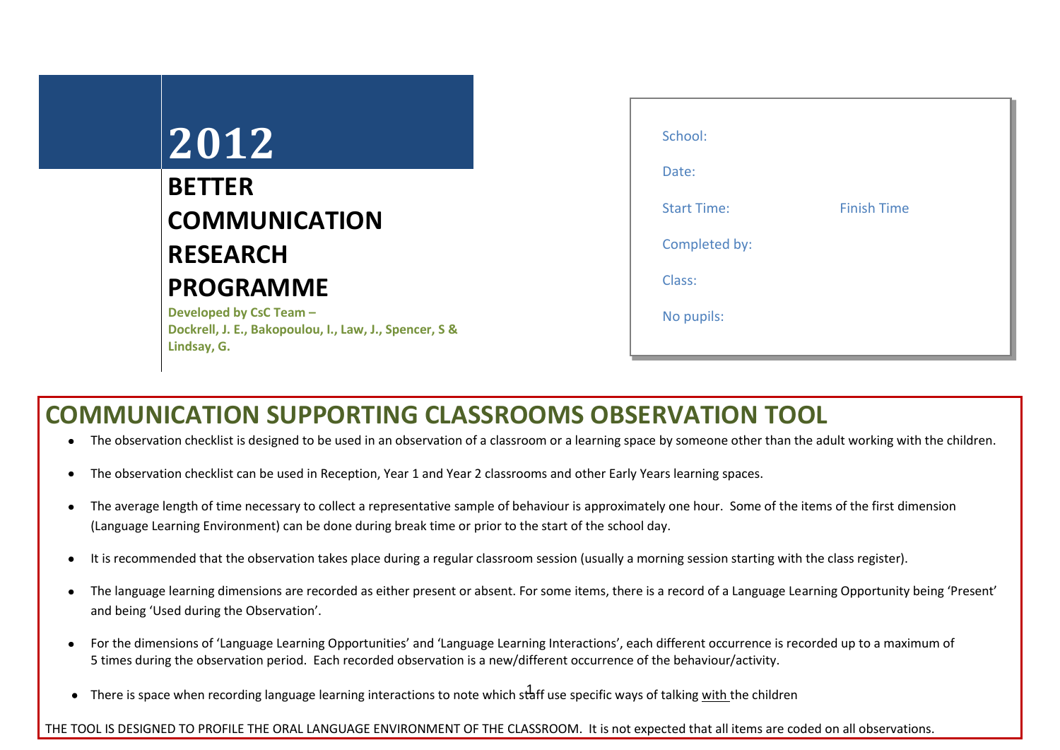# 2012

## BETTER COMMUNICATION RESEARCH PROGRAMME

**Developed by CsC Team – Dockrell, J. E., Bakopoulou, I., Law, J., Spencer, S & Lindsay, G.**

School:

Date:

Start Time: Finish Time

Completed by:

Class:

No pupils:

# COMMUNICATION SUPPORTING CLASSROOMS OBSERVATION TOOL

- The observation checklist is designed to be used in an observation of a classroom or a learning space by someone other than the adult working with the children.
- The observation checklist can be used in Reception, Year 1 and Year 2 classrooms and other Early Years learning spaces.
- The average length of time necessary to collect a representative sample of behaviour is approximately one hour. Some of the items of the first dimension (Language Learning Environment) can be done during break time or prior to the start of the school day.
- It is recommended that the observation takes place during a regular classroom session (usually a morning session starting with the class register).
- The language learning dimensions are recorded as either present or absent. For some items, there is a record of a Language Learning Opportunity being 'Present' and being 'Used during the Observation'.
- For the dimensions of 'Language Learning Opportunities' and 'Language Learning Interactions', each different occurrence is recorded up to a maximum of 5 times during the observation period. Each recorded observation is a new/different occurrence of the behaviour/activity.
- There is space when recording language learning interactions to note which staff use specific ways of talking with the children

THE TOOL IS DESIGNED TO PROFILE THE ORAL LANGUAGE ENVIRONMENT OF THE CLASSROOM. It is not expected that all items are coded on all observations.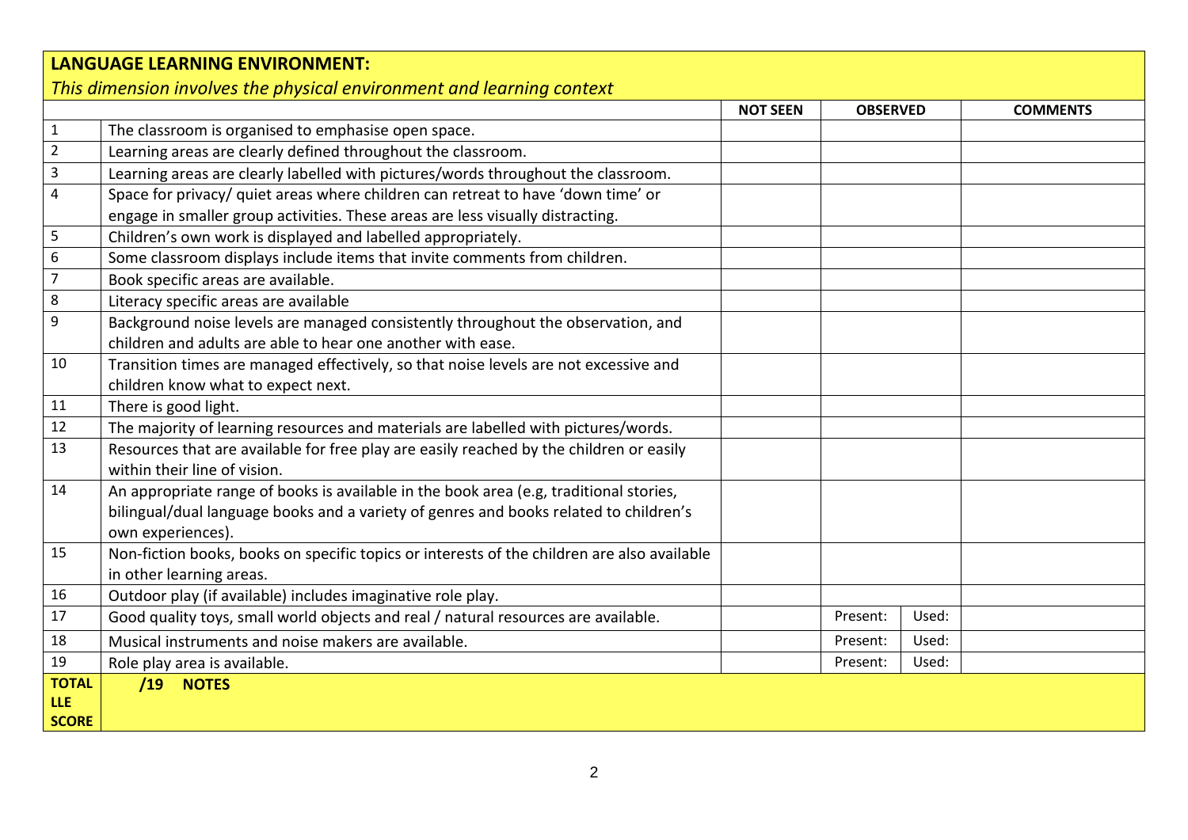**LANGUAGE LEARNING ENVIRONMENT:**

*This dimension involves the physical environment and learning context*

| | | NOT SEEN | OBSERVED | | COMMENTS |
|---|---|---|---|---|---|
| 1 | The classroom is organised to emphasise open space. | | | | |
| 2 | Learning areas are clearly defined throughout the classroom. | | | | |
| 3 | Learning areas are clearly labelled with pictures/words throughout the classroom. | | | | |
| 4 | Space for privacy/ quiet areas where children can retreat to have 'down time' or engage in smaller group activities. These areas are less visually distracting. | | | | |
| 5 | Children's own work is displayed and labelled appropriately. | | | | |
| 6 | Some classroom displays include items that invite comments from children. | | | | |
| 7 | Book specific areas are available. | | | | |
| 8 | Literacy specific areas are available | | | | |
| 9 | Background noise levels are managed consistently throughout the observation, and children and adults are able to hear one another with ease. | | | | |
| 10 | Transition times are managed effectively, so that noise levels are not excessive and children know what to expect next. | | | | |
| 11 | There is good light. | | | | |
| 12 | The majority of learning resources and materials are labelled with pictures/words. | | | | |
| 13 | Resources that are available for free play are easily reached by the children or easily within their line of vision. | | | | |
| 14 | An appropriate range of books is available in the book area (e.g, traditional stories, bilingual/dual language books and a variety of genres and books related to children's own experiences). | | | | |
| 15 | Non-fiction books, books on specific topics or interests of the children are also available in other learning areas. | | | | |
| 16 | Outdoor play (if available) includes imaginative role play. | | | | |
| 17 | Good quality toys, small world objects and real / natural resources are available. | | Present: | Used: | |
| 18 | Musical instruments and noise makers are available. | | Present: | Used: | |
| 19 | Role play area is available. | | Present: | Used: | |
| **TOTAL LLE SCORE** | **/19 NOTES** | | | | |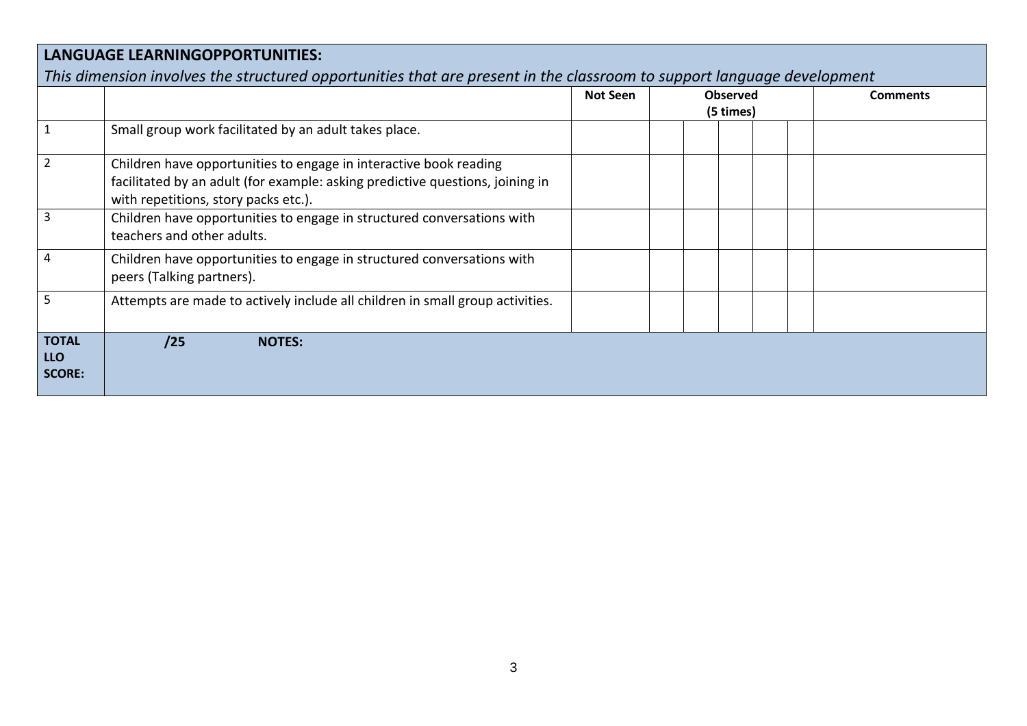| **LANGUAGE LEARNINGOPPORTUNITIES:** *This dimension involves the structured opportunities that are present in the classroom to support language development* | | | | | | | | |
|---|---|---|---|---|---|---|---|---|
| | | **Not Seen** | **Observed (5 times)** | | | | | **Comments** |
| 1 | Small group work facilitated by an adult takes place. | | | | | | | |
| 2 | Children have opportunities to engage in interactive book reading facilitated by an adult (for example: asking predictive questions, joining in with repetitions, story packs etc.). | | | | | | | |
| 3 | Children have opportunities to engage in structured conversations with teachers and other adults. | | | | | | | |
| 4 | Children have opportunities to engage in structured conversations with peers (Talking partners). | | | | | | | |
| 5 | Attempts are made to actively include all children in small group activities. | | | | | | | |
| **TOTAL LLO SCORE:** | **/25** **NOTES:** | | | | | | | |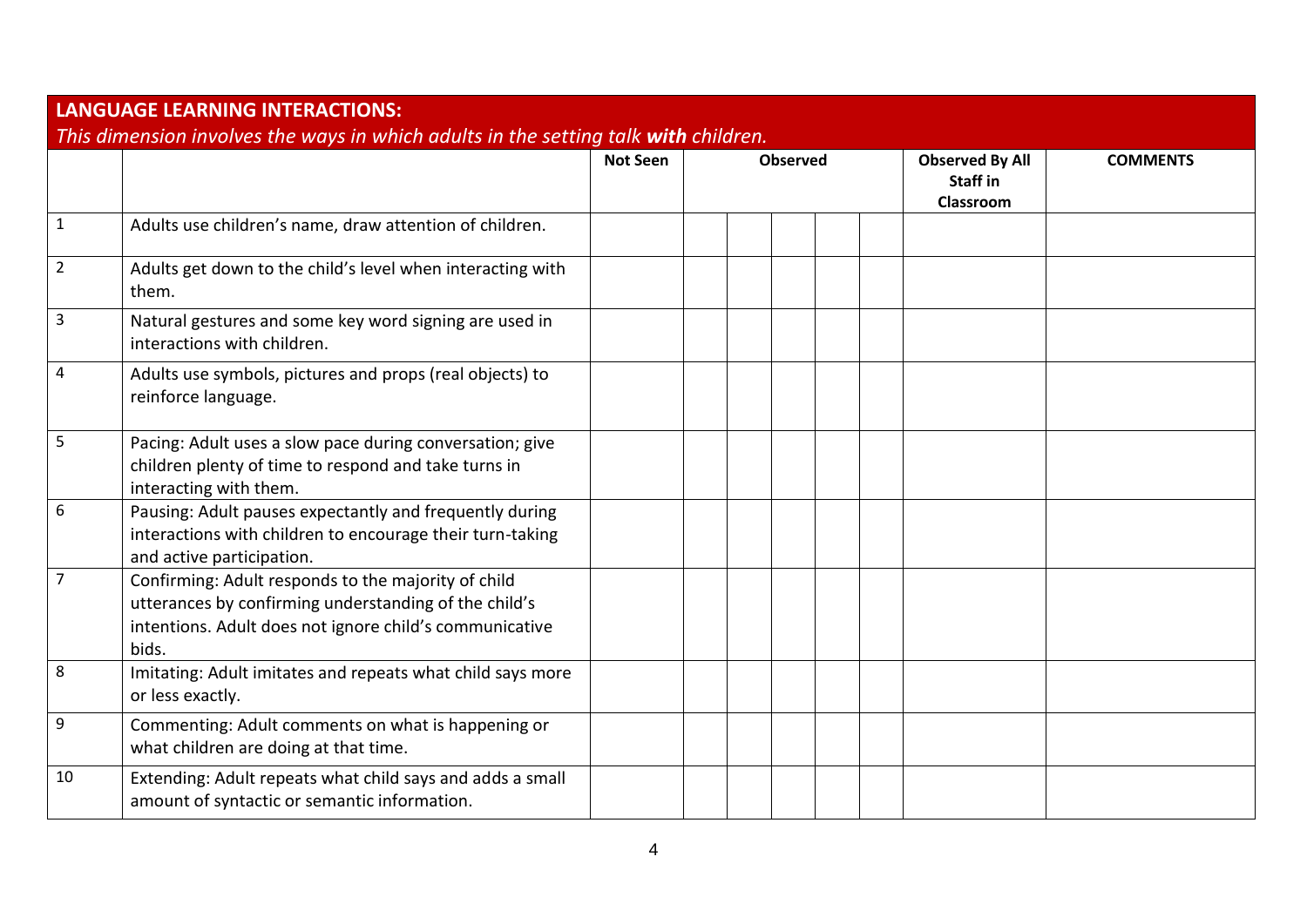## LANGUAGE LEARNING INTERACTIONS:

*This dimension involves the ways in which adults in the setting talk **with** children.*

| | | Not Seen | Observed | | | | | Observed By All Staff in Classroom | COMMENTS |
|---|---|---|---|---|---|---|---|---|---|
| 1 | Adults use children's name, draw attention of children. | | | | | | | | |
| 2 | Adults get down to the child's level when interacting with them. | | | | | | | | |
| 3 | Natural gestures and some key word signing are used in interactions with children. | | | | | | | | |
| 4 | Adults use symbols, pictures and props (real objects) to reinforce language. | | | | | | | | |
| 5 | Pacing: Adult uses a slow pace during conversation; give children plenty of time to respond and take turns in interacting with them. | | | | | | | | |
| 6 | Pausing: Adult pauses expectantly and frequently during interactions with children to encourage their turn-taking and active participation. | | | | | | | | |
| 7 | Confirming: Adult responds to the majority of child utterances by confirming understanding of the child's intentions. Adult does not ignore child's communicative bids. | | | | | | | | |
| 8 | Imitating: Adult imitates and repeats what child says more or less exactly. | | | | | | | | |
| 9 | Commenting: Adult comments on what is happening or what children are doing at that time. | | | | | | | | |
| 10 | Extending: Adult repeats what child says and adds a small amount of syntactic or semantic information. | | | | | | | | |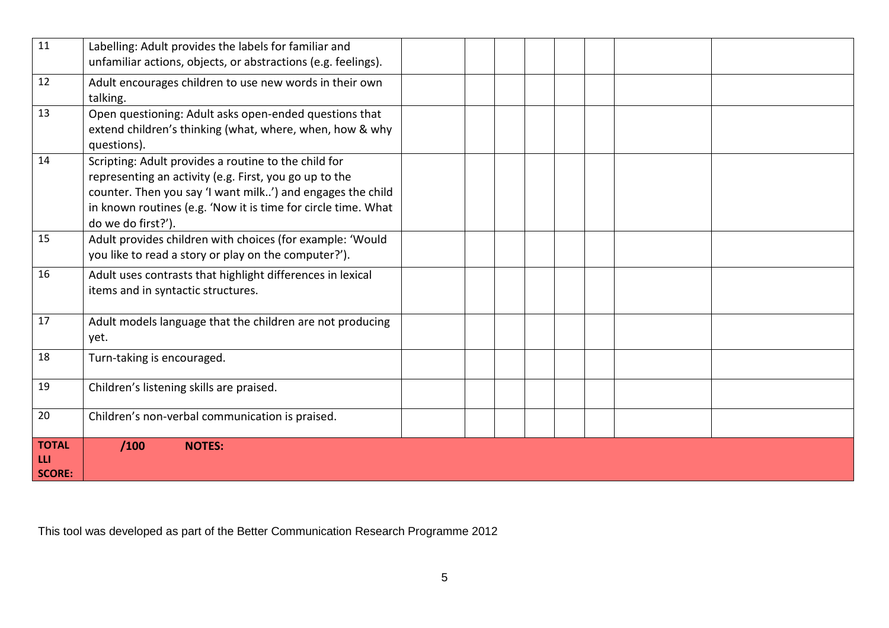| | | | | | | | | |
|---|---|---|---|---|---|---|---|---|
| 11 | Labelling: Adult provides the labels for familiar and unfamiliar actions, objects, or abstractions (e.g. feelings). | | | | | | | |
| 12 | Adult encourages children to use new words in their own talking. | | | | | | | |
| 13 | Open questioning: Adult asks open-ended questions that extend children's thinking (what, where, when, how & why questions). | | | | | | | |
| 14 | Scripting: Adult provides a routine to the child for representing an activity (e.g. First, you go up to the counter. Then you say 'I want milk..') and engages the child in known routines (e.g. 'Now it is time for circle time. What do we do first?'). | | | | | | | |
| 15 | Adult provides children with choices (for example: 'Would you like to read a story or play on the computer?'). | | | | | | | |
| 16 | Adult uses contrasts that highlight differences in lexical items and in syntactic structures. | | | | | | | |
| 17 | Adult models language that the children are not producing yet. | | | | | | | |
| 18 | Turn-taking is encouraged. | | | | | | | |
| 19 | Children's listening skills are praised. | | | | | | | |
| 20 | Children's non-verbal communication is praised. | | | | | | | |
| **TOTAL LLI SCORE:** | **/100** **NOTES:** | | | | | | | |

This tool was developed as part of the Better Communication Research Programme 2012